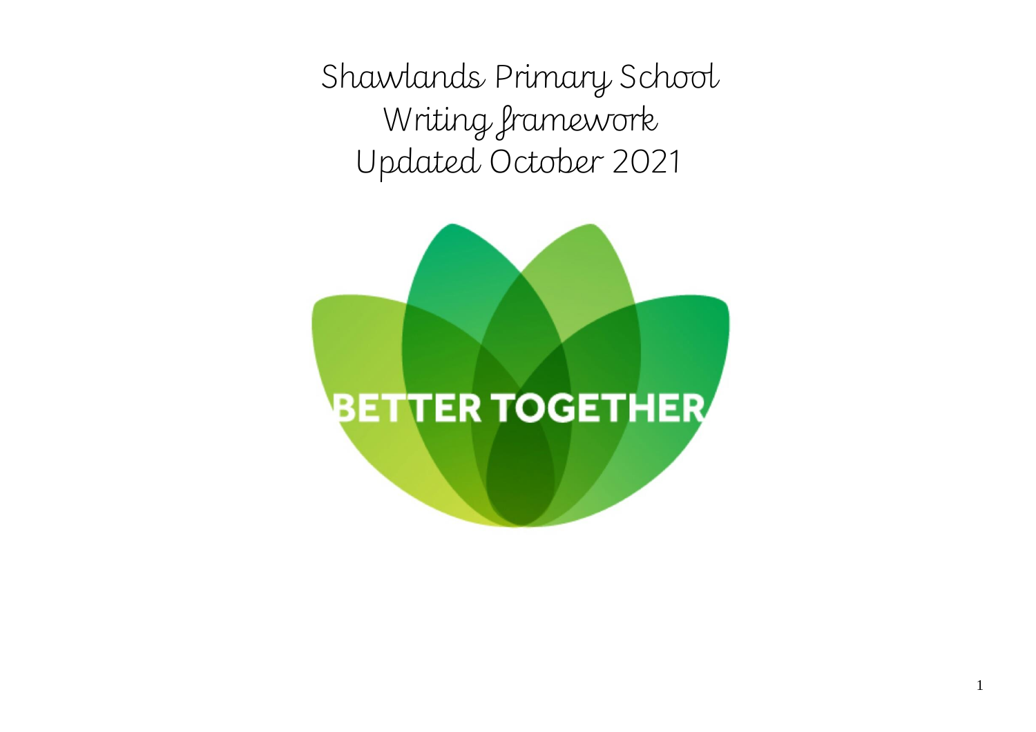# Shawlands Primary School
# Writing framework
# Updated October 2021

BETTER TOGETHER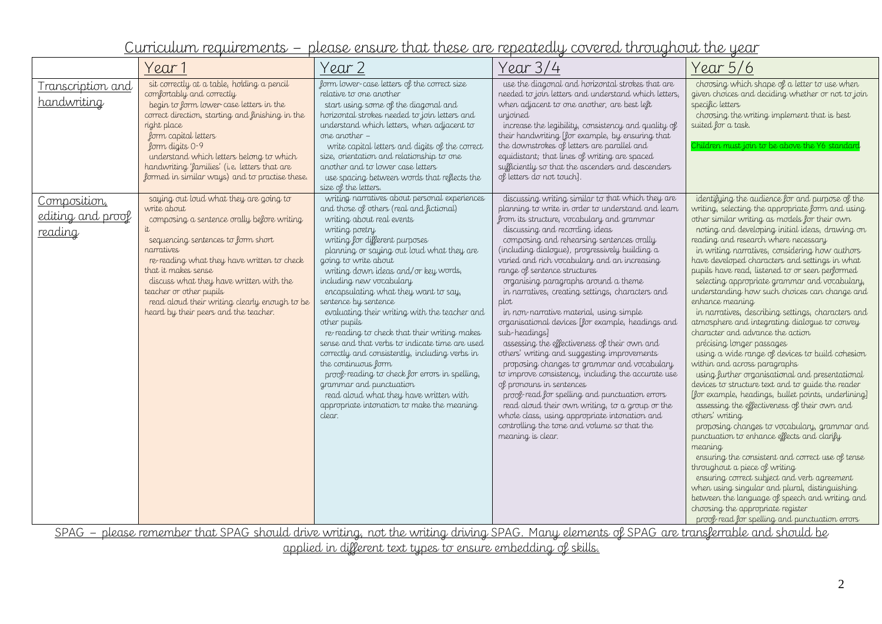## Curriculum requirements – please ensure that these are repeatedly covered throughout the year

| | Year 1 | Year 2 | Year 3/4 | Year 5/6 |
|---|---|---|---|---|
| Transcription and handwriting | sit correctly at a table, holding a pencil comfortably and correctly<br>begin to form lower-case letters in the correct direction, starting and finishing in the right place<br>form capital letters<br>form digits 0-9<br>understand which letters belong to which handwriting 'families' (i.e. letters that are formed in similar ways) and to practise these. | form lower-case letters of the correct size relative to one another<br>start using some of the diagonal and horizontal strokes needed to join letters and understand which letters, when adjacent to one another –<br>write capital letters and digits of the correct size, orientation and relationship to one another and to lower case letters<br>use spacing between words that reflects the size of the letters. | use the diagonal and horizontal strokes that are needed to join letters and understand which letters, when adjacent to one another, are best left unjoined<br>increase the legibility, consistency and quality of their handwriting [for example, by ensuring that the downstrokes of letters are parallel and equidistant; that lines of writing are spaced sufficiently so that the ascenders and descenders of letters do not touch]. | choosing which shape of a letter to use when given choices and deciding whether or not to join specific letters<br>choosing the writing implement that is best suited for a task.<br><br>Children must join to be above the Y6 standard |
| Composition, editing and proof reading | saying out loud what they are going to write about<br>composing a sentence orally before writing it<br>sequencing sentences to form short narratives<br>re-reading what they have written to check that it makes sense<br>discuss what they have written with the teacher or other pupils<br>read aloud their writing clearly enough to be heard by their peers and the teacher. | writing narratives about personal experiences and those of others (real and fictional)<br>writing about real events<br>writing poetry<br>writing for different purposes<br>planning or saying out loud what they are going to write about<br>writing down ideas and/or key words, including new vocabulary<br>encapsulating what they want to say, sentence by sentence<br>evaluating their writing with the teacher and other pupils<br>re-reading to check that their writing makes sense and that verbs to indicate time are used correctly and consistently, including verbs in the continuous form<br>proof-reading to check for errors in spelling, grammar and punctuation<br>read aloud what they have written with appropriate intonation to make the meaning clear. | discussing writing similar to that which they are planning to write in order to understand and learn from its structure, vocabulary and grammar<br>discussing and recording ideas<br>composing and rehearsing sentences orally (including dialogue), progressively building a varied and rich vocabulary and an increasing range of sentence structures<br>organising paragraphs around a theme<br>in narratives, creating settings, characters and plot<br>in non-narrative material, using simple organisational devices [for example, headings and sub-headings]<br>assessing the effectiveness of their own and others' writing and suggesting improvements<br>proposing changes to grammar and vocabulary to improve consistency, including the accurate use of pronouns in sentences<br>proof-read for spelling and punctuation errors<br>read aloud their own writing, to a group or the whole class, using appropriate intonation and controlling the tone and volume so that the meaning is clear. | identifying the audience for and purpose of the writing, selecting the appropriate form and using other similar writing as models for their own<br>noting and developing initial ideas, drawing on reading and research where necessary<br>in writing narratives, considering how authors have developed characters and settings in what pupils have read, listened to or seen performed<br>selecting appropriate grammar and vocabulary, understanding how such choices can change and enhance meaning<br>in narratives, describing settings, characters and atmosphere and integrating dialogue to convey character and advance the action<br>précising longer passages<br>using a wide range of devices to build cohesion within and across paragraphs<br>using further organisational and presentational devices to structure text and to guide the reader [for example, headings, bullet points, underlining]<br>assessing the effectiveness of their own and others' writing<br>proposing changes to vocabulary, grammar and punctuation to enhance effects and clarify meaning<br>ensuring the consistent and correct use of tense throughout a piece of writing<br>ensuring correct subject and verb agreement when using singular and plural, distinguishing between the language of speech and writing and choosing the appropriate register<br>proof-read for spelling and punctuation errors |

SPAG – please remember that SPAG should drive writing, not the writing driving SPAG. Many elements of SPAG are transferrable and should be applied in different text types to ensure embedding of skills.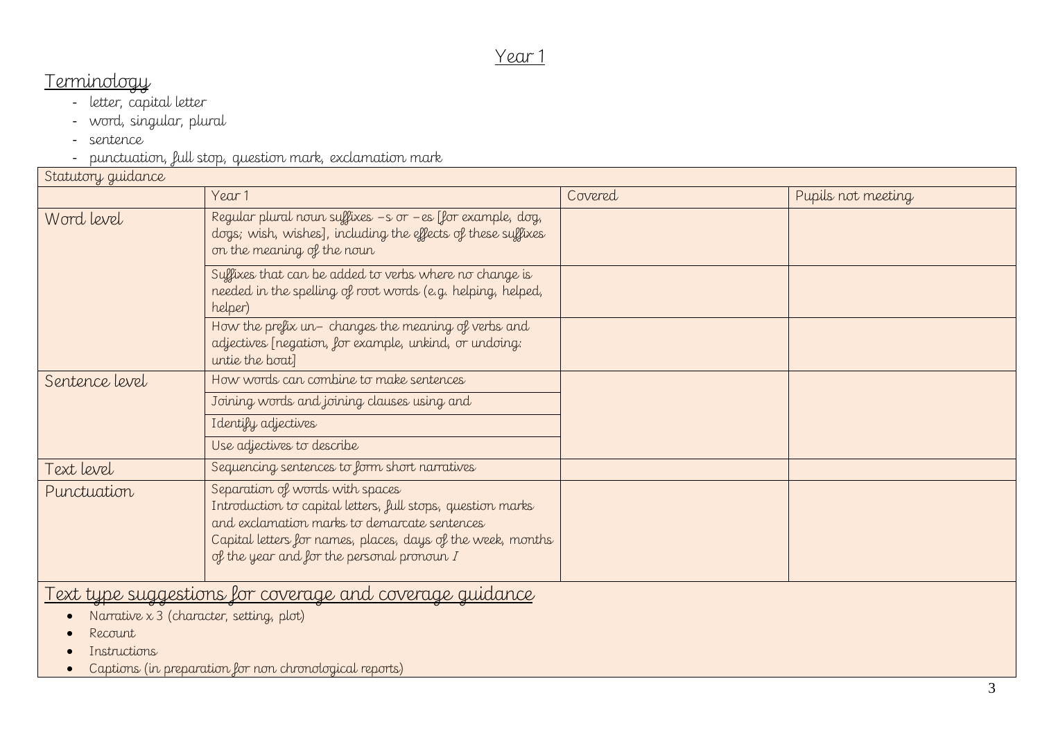# Year 1

## Terminology

- letter, capital letter
- word, singular, plural
- sentence
- punctuation, full stop, question mark, exclamation mark

| Statutory guidance | | | |
|---|---|---|---|
| | Year 1 | Covered | Pupils not meeting |
| Word level | Regular plural noun suffixes –s or –es [for example, dog, dogs; wish, wishes], including the effects of these suffixes on the meaning of the noun | | |
| | Suffixes that can be added to verbs where no change is needed in the spelling of root words (e.g. helping, helped, helper) | | |
| | How the prefix un– changes the meaning of verbs and adjectives [negation, for example, unkind, or undoing: untie the boat] | | |
| Sentence level | How words can combine to make sentences | | |
| | Joining words and joining clauses using and | | |
| | Identify adjectives | | |
| | Use adjectives to describe | | |
| Text level | Sequencing sentences to form short narratives | | |
| Punctuation | Separation of words with spaces<br>Introduction to capital letters, full stops, question marks and exclamation marks to demarcate sentences<br>Capital letters for names, places, days of the week, months of the year and for the personal pronoun *I* | | |

## Text type suggestions for coverage and coverage guidance

- Narrative x 3 (character, setting, plot)
- Recount
- Instructions
- Captions (in preparation for non chronological reports)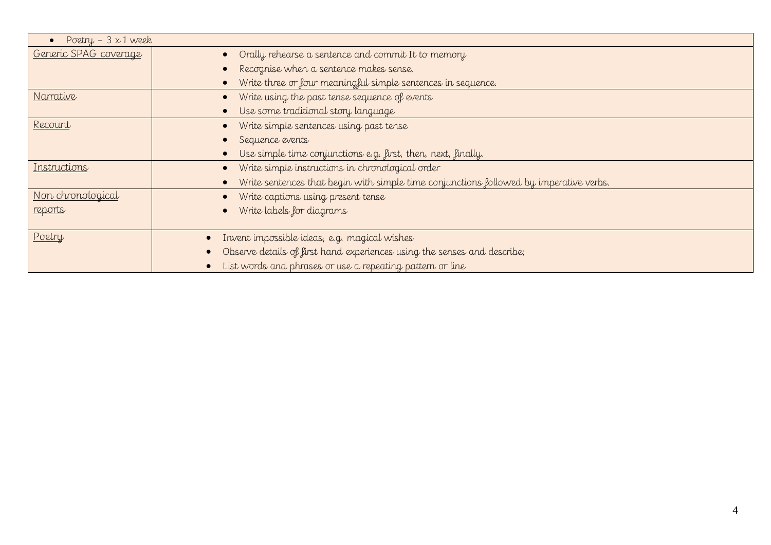- Poetry – 3 x 1 week

| | |
|---|---|
| Generic SPAG coverage | • Orally rehearse a sentence and commit It to memory<br>• Recognise when a sentence makes sense.<br>• Write three or four meaningful simple sentences in sequence. |
| Narrative | • Write using the past tense sequence of events<br>• Use some traditional story language |
| Recount | • Write simple sentences using past tense<br>• Sequence events<br>• Use simple time conjunctions e.g. first, then, next, finally. |
| Instructions | • Write simple instructions in chronological order<br>• Write sentences that begin with simple time conjunctions followed by imperative verbs. |
| Non chronological reports | • Write captions using present tense<br>• Write labels for diagrams |
| Poetry | • Invent impossible ideas, e.g. magical wishes<br>• Observe details of first hand experiences using the senses and describe;<br>• List words and phrases or use a repeating pattern or line |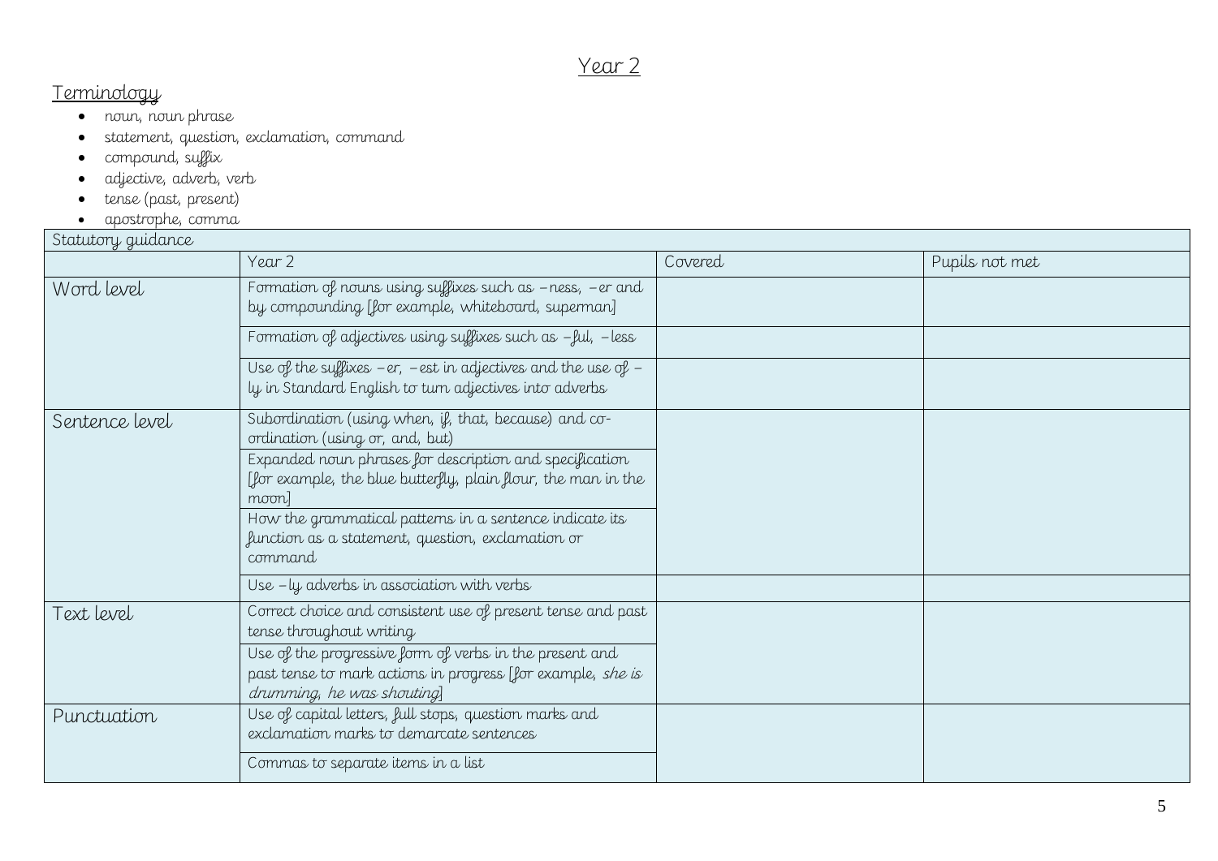# Year 2

## Terminology

- noun, noun phrase
- statement, question, exclamation, command
- compound, suffix
- adjective, adverb, verb
- tense (past, present)
- apostrophe, comma

| Statutory guidance | | | |
|---|---|---|---|
| | Year 2 | Covered | Pupils not met |
| Word level | Formation of nouns using suffixes such as –ness, –er and by compounding [for example, whiteboard, superman] | | |
| | Formation of adjectives using suffixes such as –ful, –less | | |
| | Use of the suffixes –er, –est in adjectives and the use of –ly in Standard English to turn adjectives into adverbs | | |
| Sentence level | Subordination (using when, if, that, because) and co-ordination (using or, and, but) | | |
| | Expanded noun phrases for description and specification [for example, the blue butterfly, plain flour, the man in the moon] | | |
| | How the grammatical patterns in a sentence indicate its function as a statement, question, exclamation or command | | |
| | Use –ly adverbs in association with verbs | | |
| Text level | Correct choice and consistent use of present tense and past tense throughout writing | | |
| | Use of the progressive form of verbs in the present and past tense to mark actions in progress [for example, *she is drumming, he was shouting*] | | |
| Punctuation | Use of capital letters, full stops, question marks and exclamation marks to demarcate sentences | | |
| | Commas to separate items in a list | | |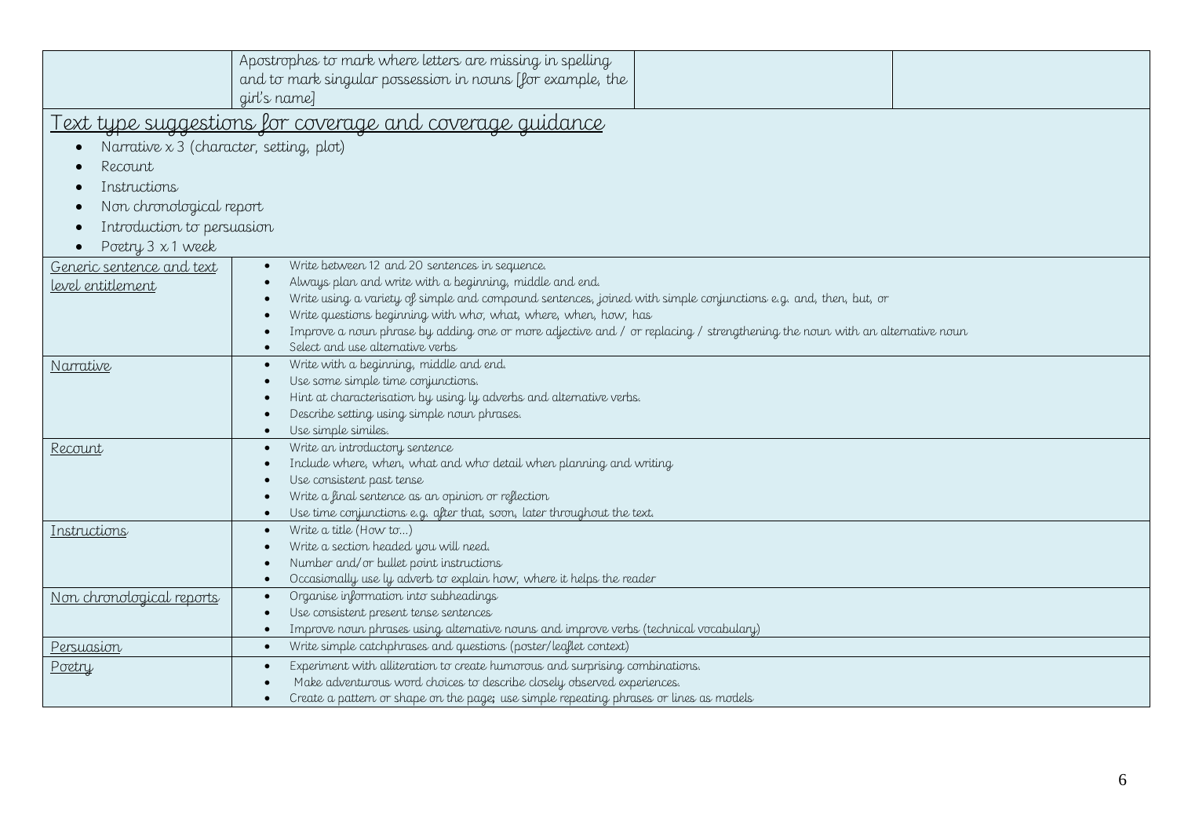| | Apostrophes to mark where letters are missing in spelling and to mark singular possession in nouns [for example, the girl's name] | | |
|---|---|---|---|

<u>Text type suggestions for coverage and coverage guidance</u>

- Narrative x 3 (character, setting, plot)
- Recount
- Instructions
- Non chronological report
- Introduction to persuasion
- Poetry 3 x 1 week

| | |
|---|---|
| <u>Generic sentence and text level entitlement</u> | • Write between 12 and 20 sentences in sequence.<br>• Always plan and write with a beginning, middle and end.<br>• Write using a variety of simple and compound sentences, joined with simple conjunctions e.g. and, then, but, or<br>• Write questions beginning with who, what, where, when, how, has<br>• Improve a noun phrase by adding one or more adjective and / or replacing / strengthening the noun with an alternative noun<br>• Select and use alternative verbs |
| <u>Narrative</u> | • Write with a beginning, middle and end.<br>• Use some simple time conjunctions.<br>• Hint at characterisation by using ly adverbs and alternative verbs.<br>• Describe setting using simple noun phrases.<br>• Use simple similes. |
| <u>Recount</u> | • Write an introductory sentence<br>• Include where, when, what and who detail when planning and writing<br>• Use consistent past tense<br>• Write a final sentence as an opinion or reflection<br>• Use time conjunctions e.g. after that, soon, later throughout the text. |
| <u>Instructions</u> | • Write a title (How to…)<br>• Write a section headed you will need.<br>• Number and/or bullet point instructions<br>• Occasionally use ly adverb to explain how, where it helps the reader |
| <u>Non chronological reports</u> | • Organise information into subheadings<br>• Use consistent present tense sentences<br>• Improve noun phrases using alternative nouns and improve verbs (technical vocabulary) |
| <u>Persuasion</u> | • Write simple catchphrases and questions (poster/leaflet context) |
| <u>Poetry</u> | • Experiment with alliteration to create humorous and surprising combinations.<br>• Make adventurous word choices to describe closely observed experiences.<br>• Create a pattern or shape on the page; use simple repeating phrases or lines as models |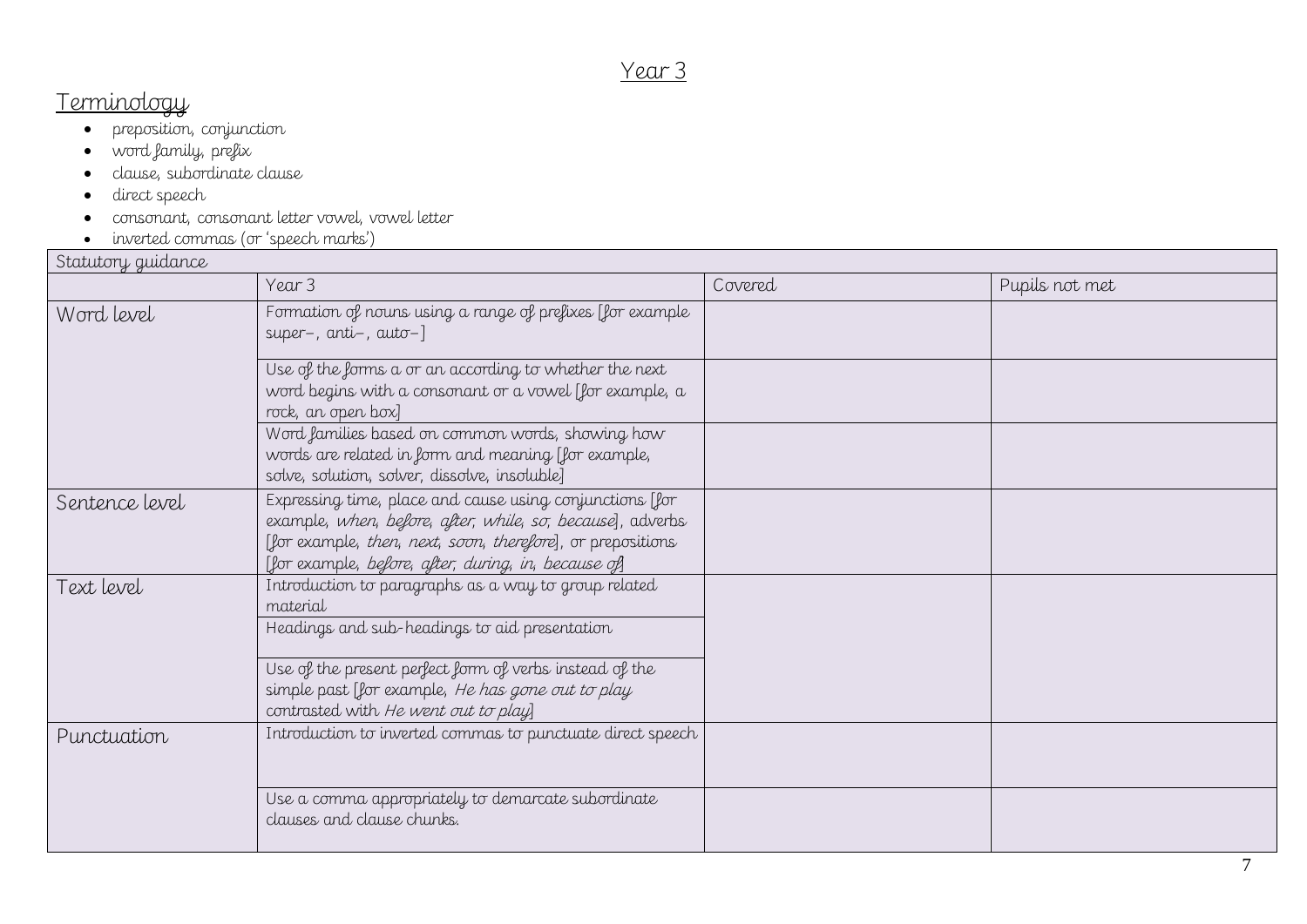# Year 3

## Terminology

- preposition, conjunction
- word family, prefix
- clause, subordinate clause
- direct speech
- consonant, consonant letter vowel, vowel letter
- inverted commas (or 'speech marks')

| Statutory guidance | | | |
|---|---|---|---|
| | Year 3 | Covered | Pupils not met |
| Word level | Formation of nouns using a range of prefixes [for example super–, anti–, auto–] | | |
| | Use of the forms a or an according to whether the next word begins with a consonant or a vowel [for example, a rock, an open box] | | |
| | Word families based on common words, showing how words are related in form and meaning [for example, solve, solution, solver, dissolve, insoluble] | | |
| Sentence level | Expressing time, place and cause using conjunctions [for example, *when, before, after, while, so, because*], adverbs [for example, *then, next, soon, therefore*], or prepositions [for example, *before, after, during, in, because of*] | | |
| Text level | Introduction to paragraphs as a way to group related material | | |
| | Headings and sub-headings to aid presentation | | |
| | Use of the present perfect form of verbs instead of the simple past [for example, *He has gone out to play* contrasted with *He went out to play*] | | |
| Punctuation | Introduction to inverted commas to punctuate direct speech | | |
| | Use a comma appropriately to demarcate subordinate clauses and clause chunks. | | |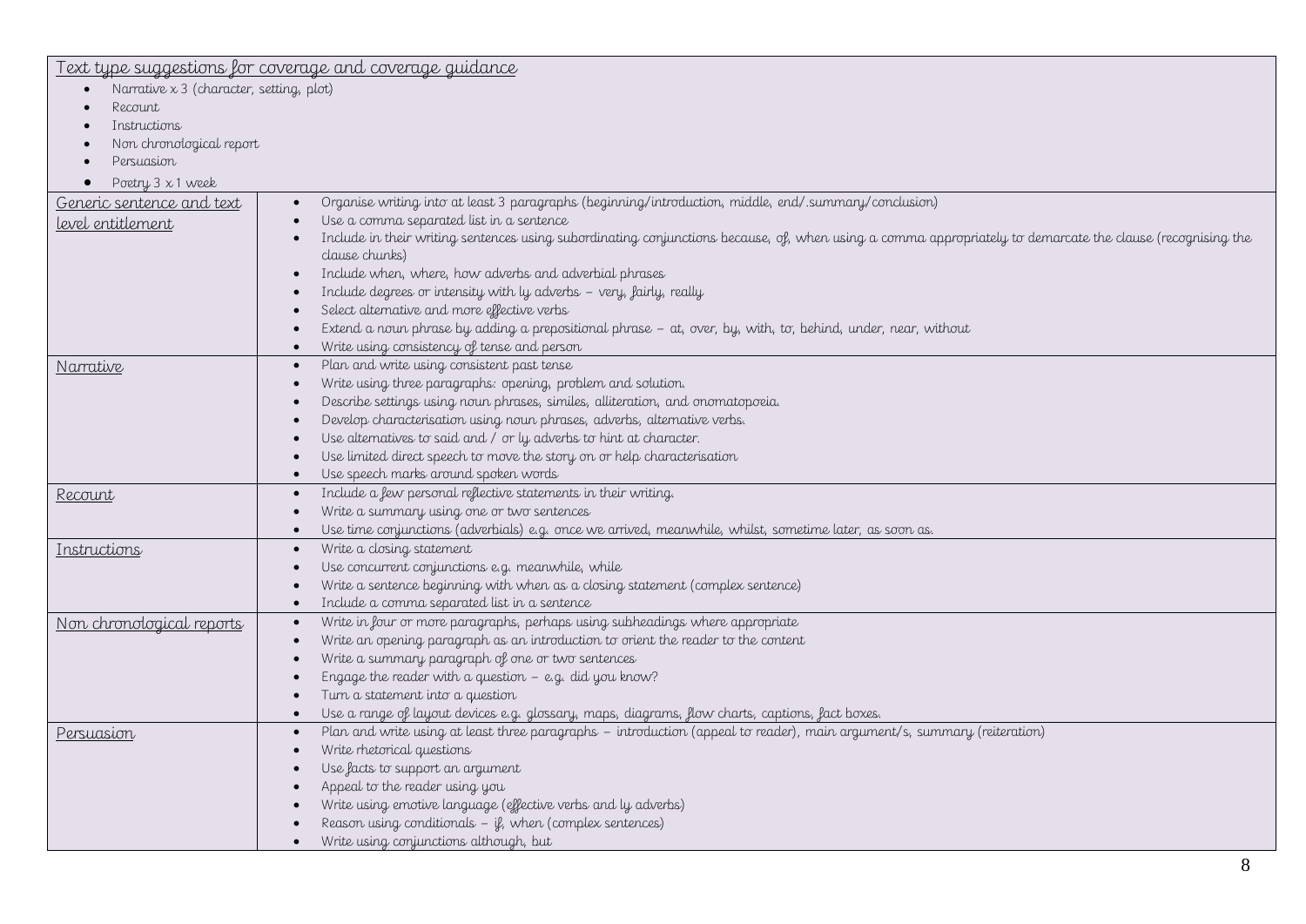| Text type suggestions for coverage and coverage guidance | |
|---|---|
| <ul><li>Narrative x 3 (character, setting, plot)</li><li>Recount</li><li>Instructions</li><li>Non chronological report</li><li>Persuasion</li><li>Poetry 3 x 1 week</li></ul> | |
| Generic sentence and text level entitlement | <ul><li>Organise writing into at least 3 paragraphs (beginning/introduction, middle, end/.summary/conclusion)</li><li>Use a comma separated list in a sentence</li><li>Include in their writing sentences using subordinating conjunctions because, of, when using a comma appropriately to demarcate the clause (recognising the clause chunks)</li><li>Include when, where, how adverbs and adverbial phrases</li><li>Include degrees or intensity with ly adverbs – very, fairly, really</li><li>Select alternative and more effective verbs</li><li>Extend a noun phrase by adding a prepositional phrase – at, over, by, with, to, behind, under, near, without</li><li>Write using consistency of tense and person</li></ul> |
| Narrative | <ul><li>Plan and write using consistent past tense</li><li>Write using three paragraphs: opening, problem and solution.</li><li>Describe settings using noun phrases, similes, alliteration, and onomatopoeia.</li><li>Develop characterisation using noun phrases, adverbs, alternative verbs.</li><li>Use alternatives to said and / or ly adverbs to hint at character.</li><li>Use limited direct speech to move the story on or help characterisation</li><li>Use speech marks around spoken words</li></ul> |
| Recount | <ul><li>Include a few personal reflective statements in their writing.</li><li>Write a summary using one or two sentences</li><li>Use time conjunctions (adverbials) e.g. once we arrived, meanwhile, whilst, sometime later, as soon as.</li></ul> |
| Instructions | <ul><li>Write a closing statement</li><li>Use concurrent conjunctions e.g. meanwhile, while</li><li>Write a sentence beginning with when as a closing statement (complex sentence)</li><li>Include a comma separated list in a sentence</li></ul> |
| Non chronological reports | <ul><li>Write in four or more paragraphs, perhaps using subheadings where appropriate</li><li>Write an opening paragraph as an introduction to orient the reader to the content</li><li>Write a summary paragraph of one or two sentences</li><li>Engage the reader with a question – e.g. did you know?</li><li>Turn a statement into a question</li><li>Use a range of layout devices e.g. glossary, maps, diagrams, flow charts, captions, fact boxes.</li></ul> |
| Persuasion | <ul><li>Plan and write using at least three paragraphs – introduction (appeal to reader), main argument/s, summary (reiteration)</li><li>Write rhetorical questions</li><li>Use facts to support an argument</li><li>Appeal to the reader using you</li><li>Write using emotive language (effective verbs and ly adverbs)</li><li>Reason using conditionals – if, when (complex sentences)</li><li>Write using conjunctions although, but</li></ul> |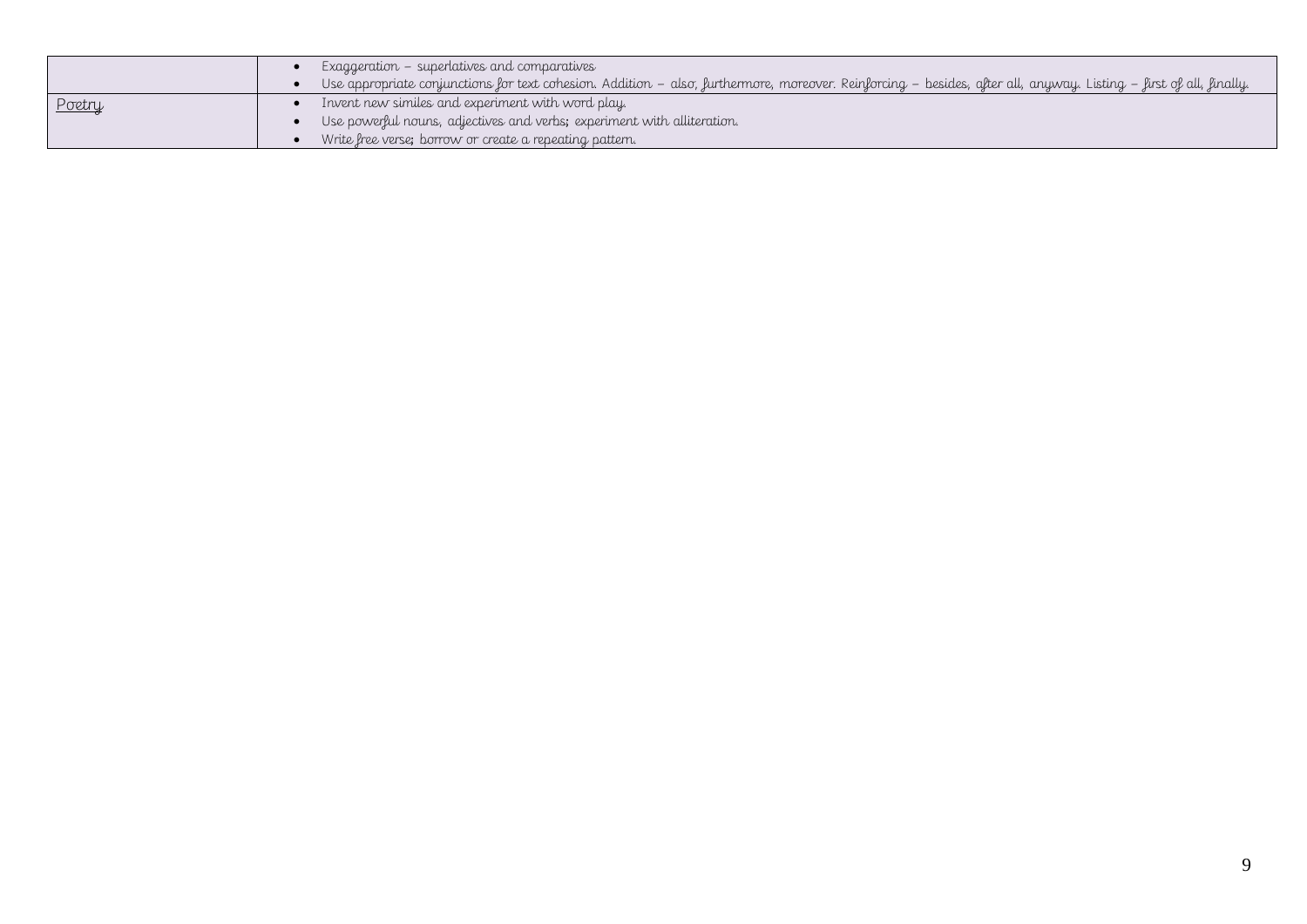| | |
|---|---|
| | • Exaggeration – superlatives and comparatives<br>• Use appropriate conjunctions for text cohesion. Addition – also, furthermore, moreover. Reinforcing – besides, after all, anyway. Listing – first of all, finally. |
| Poetry | • Invent new similes and experiment with word play.<br>• Use powerful nouns, adjectives and verbs; experiment with alliteration.<br>• Write free verse; borrow or create a repeating pattern. |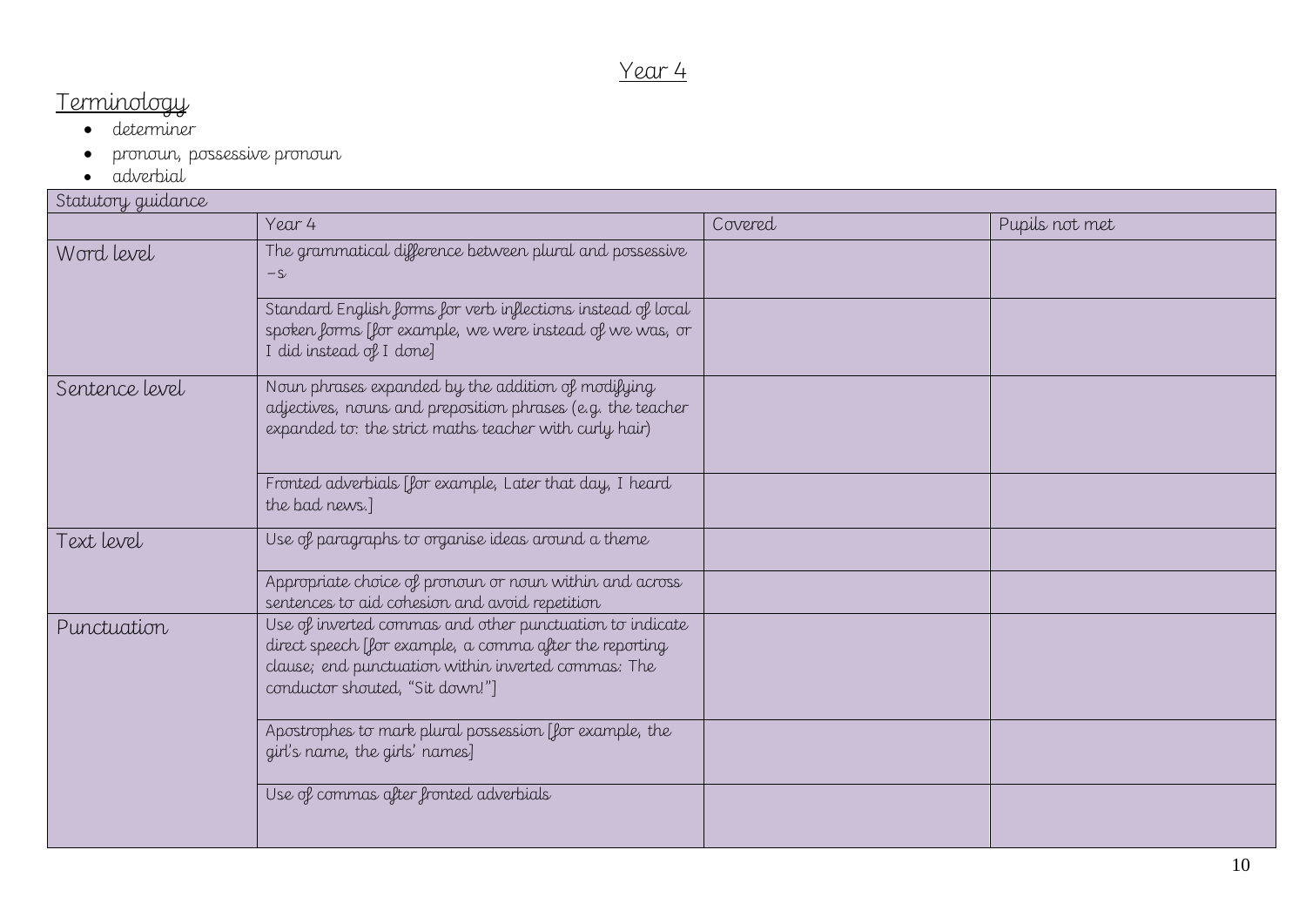# Year 4

## Terminology

- determiner
- pronoun, possessive pronoun
- adverbial

| Statutory guidance | | | |
|---|---|---|---|
| | Year 4 | Covered | Pupils not met |
| Word level | The grammatical difference between plural and possessive –s | | |
| | Standard English forms for verb inflections instead of local spoken forms [for example, we were instead of we was, or I did instead of I done] | | |
| Sentence level | Noun phrases expanded by the addition of modifying adjectives, nouns and preposition phrases (e.g. the teacher expanded to: the strict maths teacher with curly hair) | | |
| | Fronted adverbials [for example, Later that day, I heard the bad news.] | | |
| Text level | Use of paragraphs to organise ideas around a theme | | |
| | Appropriate choice of pronoun or noun within and across sentences to aid cohesion and avoid repetition | | |
| Punctuation | Use of inverted commas and other punctuation to indicate direct speech [for example, a comma after the reporting clause; end punctuation within inverted commas: The conductor shouted, "Sit down!"] | | |
| | Apostrophes to mark plural possession [for example, the girl's name, the girls' names] | | |
| | Use of commas after fronted adverbials | | |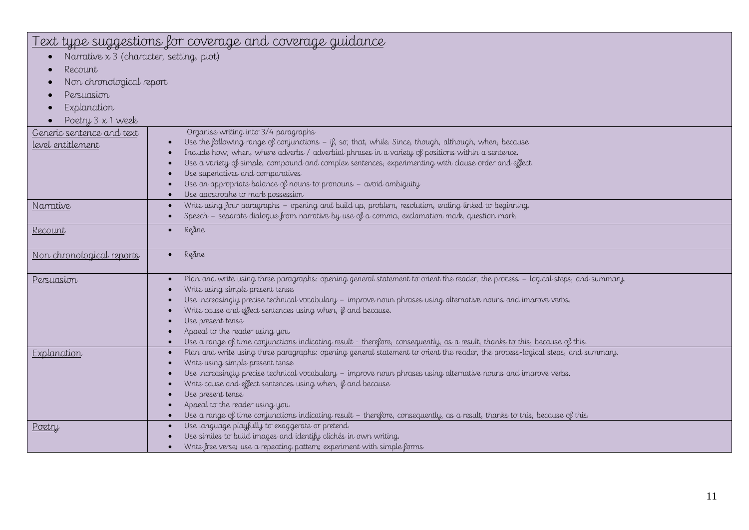| Text type suggestions for coverage and coverage guidance<br>• Narrative x 3 (character, setting, plot)<br>• Recount<br>• Non chronological report<br>• Persuasion<br>• Explanation<br>• Poetry 3 x 1 week | |
|---|---|
| Generic sentence and text level entitlement | Organise writing into 3/4 paragraphs<br>• Use the following range of conjunctions – if, so, that, while. Since, though, although, when, because<br>• Include how, when, where adverbs / adverbial phrases in a variety of positions within a sentence.<br>• Use a variety of simple, compound and complex sentences, experimenting with clause order and effect.<br>• Use superlatives and comparatives<br>• Use an appropriate balance of nouns to pronouns – avoid ambiguity<br>• Use apostrophe to mark possession |
| Narrative | • Write using four paragraphs – opening and build up, problem, resolution, ending linked to beginning.<br>• Speech – separate dialogue from narrative by use of a comma, exclamation mark, question mark. |
| Recount | • Refine |
| Non chronological reports | • Refine |
| Persuasion | • Plan and write using three paragraphs: opening general statement to orient the reader, the process – logical steps, and summary.<br>• Write using simple present tense.<br>• Use increasingly precise technical vocabulary – improve noun phrases using alternative nouns and improve verbs.<br>• Write cause and effect sentences using when, if and because.<br>• Use present tense<br>• Appeal to the reader using you.<br>• Use a range of time conjunctions indicating result - therefore, consequently, as a result, thanks to this, because of this. |
| Explanation | • Plan and write using three paragraphs: opening general statement to orient the reader, the process-logical steps, and summary.<br>• Write using simple present tense<br>• Use increasingly precise technical vocabulary – improve noun phrases using alternative nouns and improve verbs.<br>• Write cause and effect sentences using when, if and because<br>• Use present tense<br>• Appeal to the reader using you<br>• Use a range of time conjunctions indicating result – therefore, consequently, as a result, thanks to this, because of this. |
| Poetry | • Use language playfully to exaggerate or pretend.<br>• Use similes to build images and identify clichés in own writing.<br>• Write free verse; use a repeating pattern; experiment with simple forms |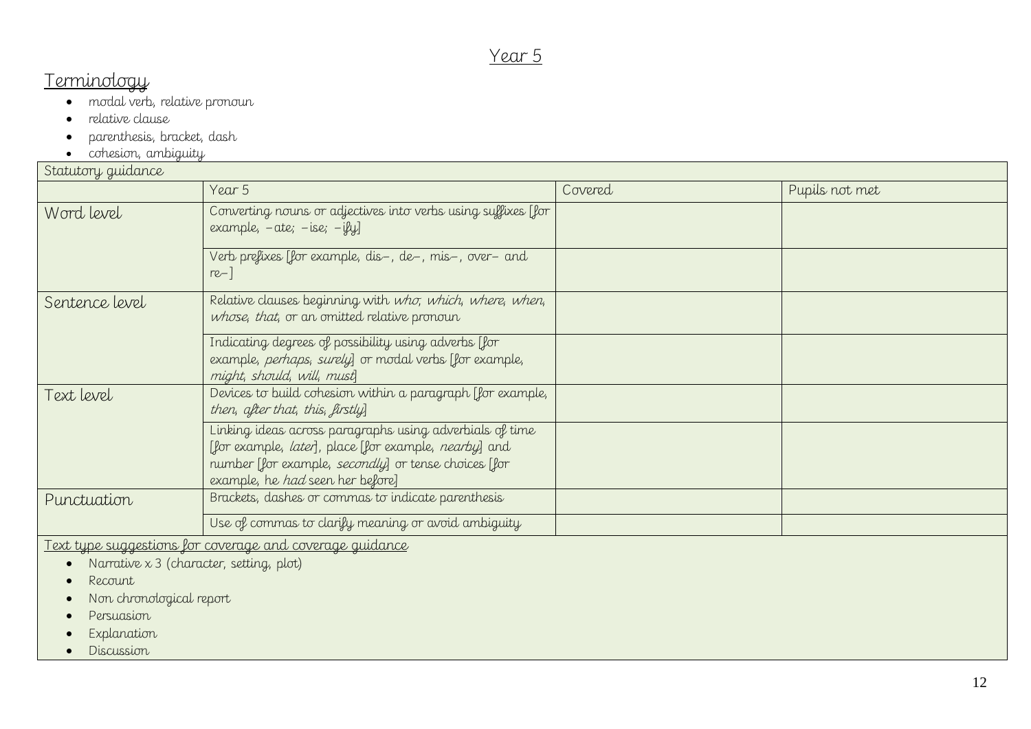# Year 5

## Terminology

- modal verb, relative pronoun
- relative clause
- parenthesis, bracket, dash
- cohesion, ambiguity

| Statutory guidance | | | |
|---|---|---|---|
| | Year 5 | Covered | Pupils not met |
| Word level | Converting nouns or adjectives into verbs using suffixes [for example, –ate; –ise; –ify] | | |
| | Verb prefixes [for example, dis–, de–, mis–, over– and re–] | | |
| Sentence level | Relative clauses beginning with *who*, *which*, *where*, *when*, *whose*, *that*, or an omitted relative pronoun | | |
| | Indicating degrees of possibility using adverbs [for example, *perhaps*, *surely*] or modal verbs [for example, *might*, *should*, *will*, *must*] | | |
| Text level | Devices to build cohesion within a paragraph [for example, *then*, *after that*, *this*, *firstly*] | | |
| | Linking ideas across paragraphs using adverbials of time [for example, *later*], place [for example, *nearby*] and number [for example, *secondly*] or tense choices [for example, he *had* seen her before] | | |
| Punctuation | Brackets, dashes or commas to indicate parenthesis | | |
| | Use of commas to clarify meaning or avoid ambiguity | | |

Text type suggestions for coverage and coverage guidance

- Narrative x 3 (character, setting, plot)
- Recount
- Non chronological report
- Persuasion
- Explanation
- Discussion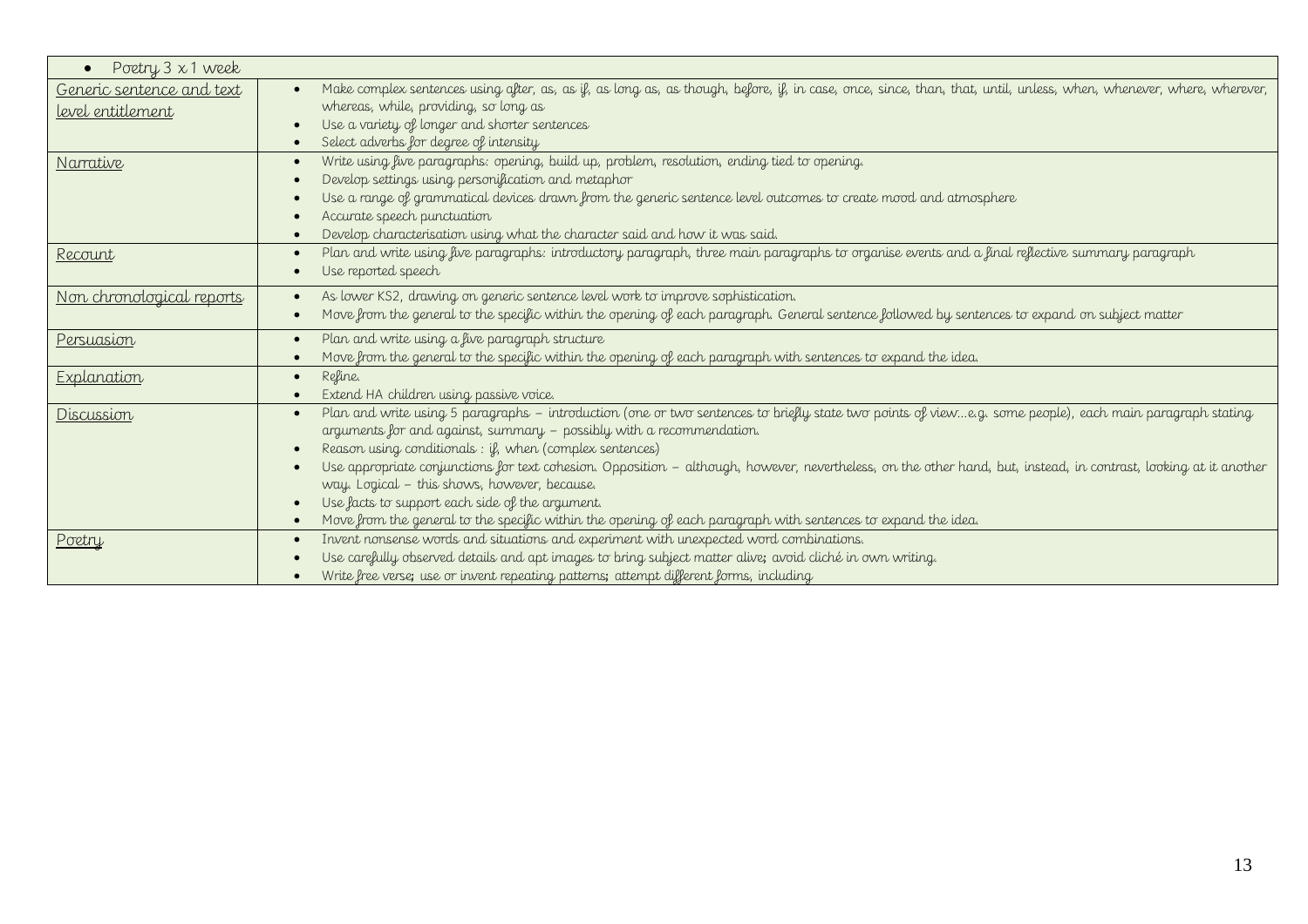- Poetry 3 x 1 week

| Category | Outcomes |
|---|---|
| Generic sentence and text level entitlement | • Make complex sentences using after, as, as if, as long as, as though, before, if, in case, once, since, than, that, until, unless, when, whenever, where, wherever, whereas, while, providing, so long as<br>• Use a variety of longer and shorter sentences<br>• Select adverbs for degree of intensity |
| Narrative | • Write using five paragraphs: opening, build up, problem, resolution, ending tied to opening.<br>• Develop settings using personification and metaphor<br>• Use a range of grammatical devices drawn from the generic sentence level outcomes to create mood and atmosphere<br>• Accurate speech punctuation<br>• Develop characterisation using what the character said and how it was said. |
| Recount | • Plan and write using five paragraphs: introductory paragraph, three main paragraphs to organise events and a final reflective summary paragraph<br>• Use reported speech |
| Non chronological reports | • As lower KS2, drawing on generic sentence level work to improve sophistication.<br>• Move from the general to the specific within the opening of each paragraph. General sentence followed by sentences to expand on subject matter |
| Persuasion | • Plan and write using a five paragraph structure<br>• Move from the general to the specific within the opening of each paragraph with sentences to expand the idea. |
| Explanation | • Refine.<br>• Extend HA children using passive voice. |
| Discussion | • Plan and write using 5 paragraphs – introduction (one or two sentences to briefly state two points of view…e.g. some people), each main paragraph stating arguments for and against, summary – possibly with a recommendation.<br>• Reason using conditionals : if, when (complex sentences)<br>• Use appropriate conjunctions for text cohesion. Opposition – although, however, nevertheless, on the other hand, but, instead, in contrast, looking at it another way. Logical – this shows, however, because.<br>• Use facts to support each side of the argument.<br>• Move from the general to the specific within the opening of each paragraph with sentences to expand the idea. |
| Poetry | • Invent nonsense words and situations and experiment with unexpected word combinations.<br>• Use carefully observed details and apt images to bring subject matter alive; avoid cliché in own writing.<br>• Write free verse; use or invent repeating patterns; attempt different forms, including |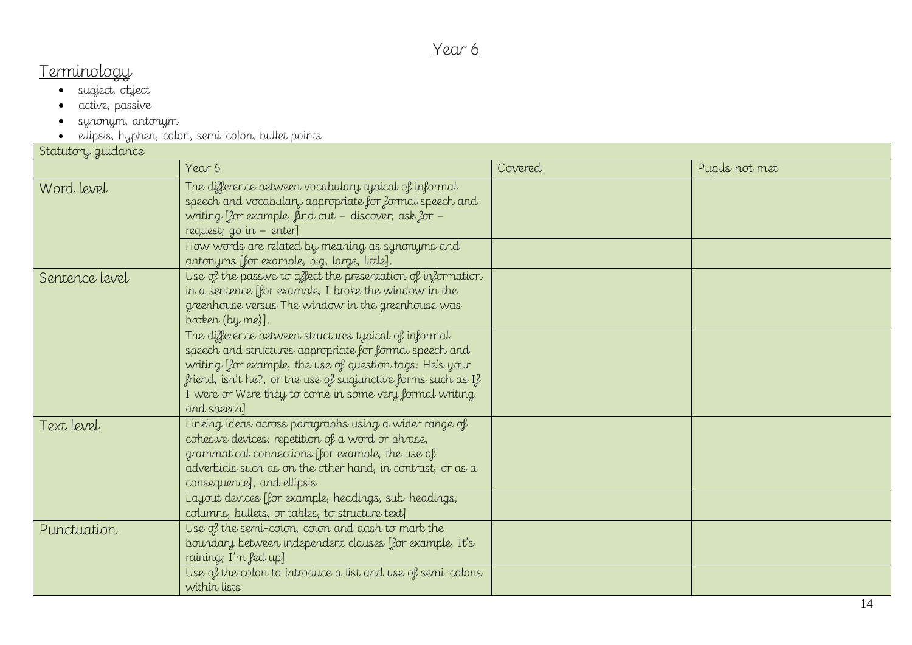# Year 6

## Terminology

- subject, object
- active, passive
- synonym, antonym
- ellipsis, hyphen, colon, semi-colon, bullet points

| Statutory guidance | | | |
|---|---|---|---|
| | Year 6 | Covered | Pupils not met |
| Word level | The difference between vocabulary typical of informal speech and vocabulary appropriate for formal speech and writing [for example, find out – discover; ask for – request; go in – enter] | | |
| | How words are related by meaning as synonyms and antonyms [for example, big, large, little]. | | |
| Sentence level | Use of the passive to affect the presentation of information in a sentence [for example, I broke the window in the greenhouse versus The window in the greenhouse was broken (by me)]. | | |
| | The difference between structures typical of informal speech and structures appropriate for formal speech and writing [for example, the use of question tags: He's your friend, isn't he?, or the use of subjunctive forms such as If I were or Were they to come in some very formal writing and speech] | | |
| Text level | Linking ideas across paragraphs using a wider range of cohesive devices: repetition of a word or phrase, grammatical connections [for example, the use of adverbials such as on the other hand, in contrast, or as a consequence], and ellipsis | | |
| | Layout devices [for example, headings, sub-headings, columns, bullets, or tables, to structure text] | | |
| Punctuation | Use of the semi-colon, colon and dash to mark the boundary between independent clauses [for example, It's raining; I'm fed up] | | |
| | Use of the colon to introduce a list and use of semi-colons within lists | | |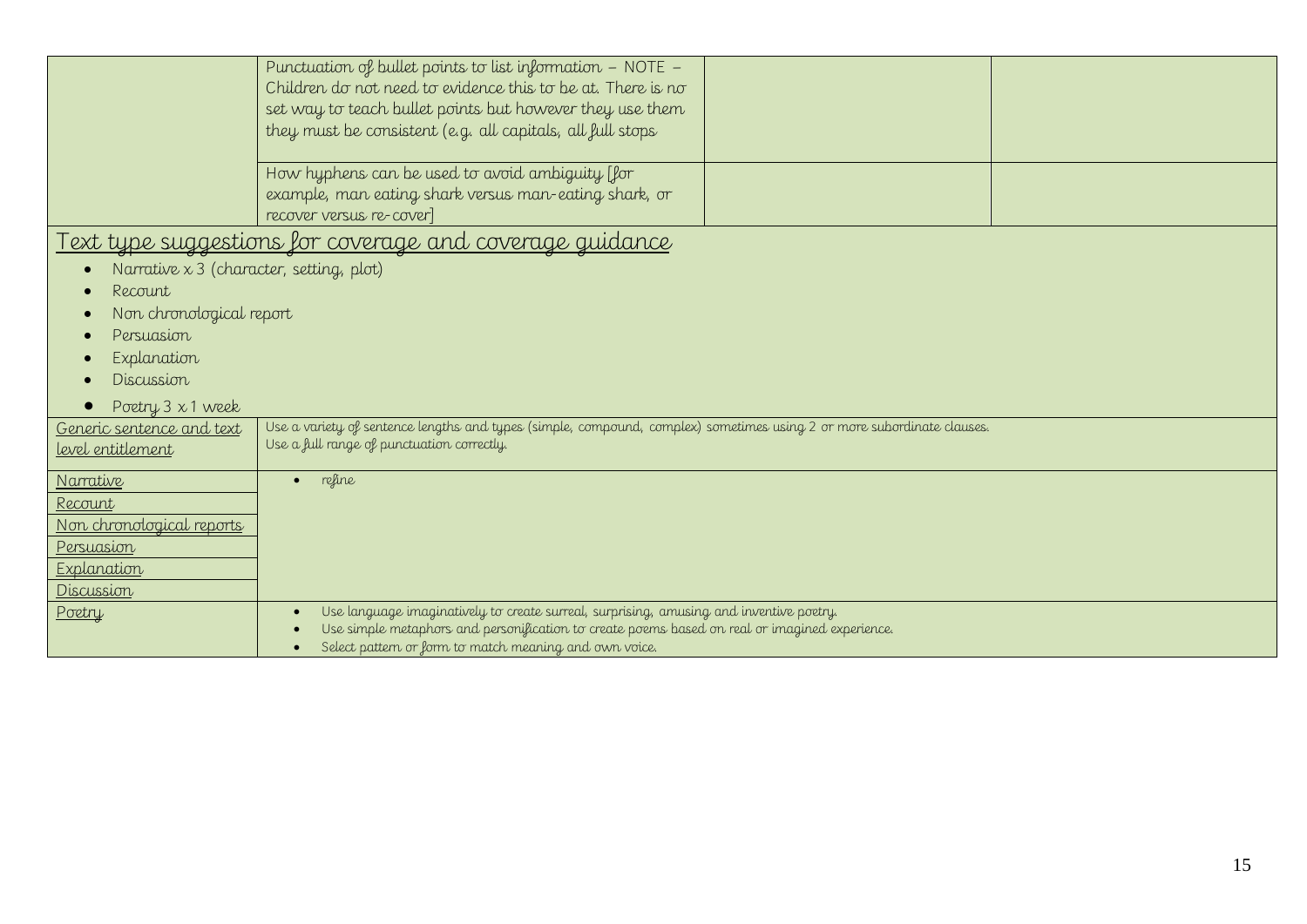| | | | |
|---|---|---|---|
| | Punctuation of bullet points to list information – NOTE – Children do not need to evidence this to be at. There is no set way to teach bullet points but however they use them they must be consistent (e.g. all capitals, all full stops | | |
| | How hyphens can be used to avoid ambiguity [for example, man eating shark versus man-eating shark, or recover versus re-cover] | | |

## Text type suggestions for coverage and coverage guidance

- Narrative x 3 (character, setting, plot)
- Recount
- Non chronological report
- Persuasion
- Explanation
- Discussion
- Poetry 3 x 1 week

| | |
|---|---|
| Generic sentence and text level entitlement | Use a variety of sentence lengths and types (simple, compound, complex) sometimes using 2 or more subordinate clauses. Use a full range of punctuation correctly. |
| Narrative<br>Recount<br>Non chronological reports<br>Persuasion<br>Explanation<br>Discussion | • refine |
| Poetry | • Use language imaginatively to create surreal, surprising, amusing and inventive poetry.<br>• Use simple metaphors and personification to create poems based on real or imagined experience.<br>• Select pattern or form to match meaning and own voice. |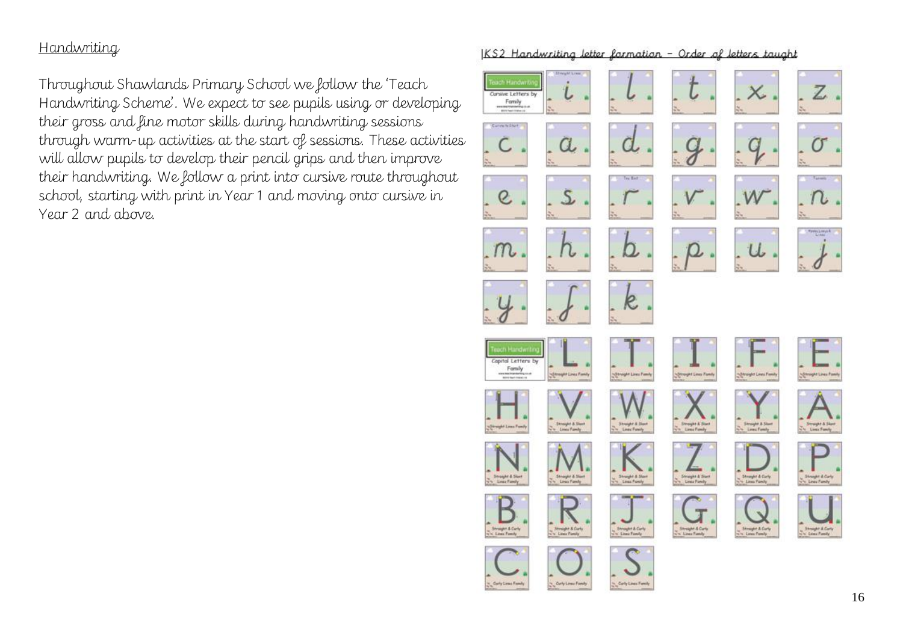## Handwriting

Throughout Shawlands Primary School we follow the 'Teach Handwriting Scheme'. We expect to see pupils using or developing their gross and fine motor skills during handwriting sessions through warm-up activities at the start of sessions. These activities will allow pupils to develop their pencil grips and then improve their handwriting. We follow a print into cursive route throughout school, starting with print in Year 1 and moving onto cursive in Year 2 and above.

KS2 Handwriting letter formation – Order of letters taught

Teach Handwriting
Cursive Letters by Family

i l t x z
c a d g q o
e s r v w n
m h b p u j
y f k

Teach Handwriting
Capital Letters by Family

L T I F E
H V W X Y A
N M K Z D P
B R J G Q U
C O S